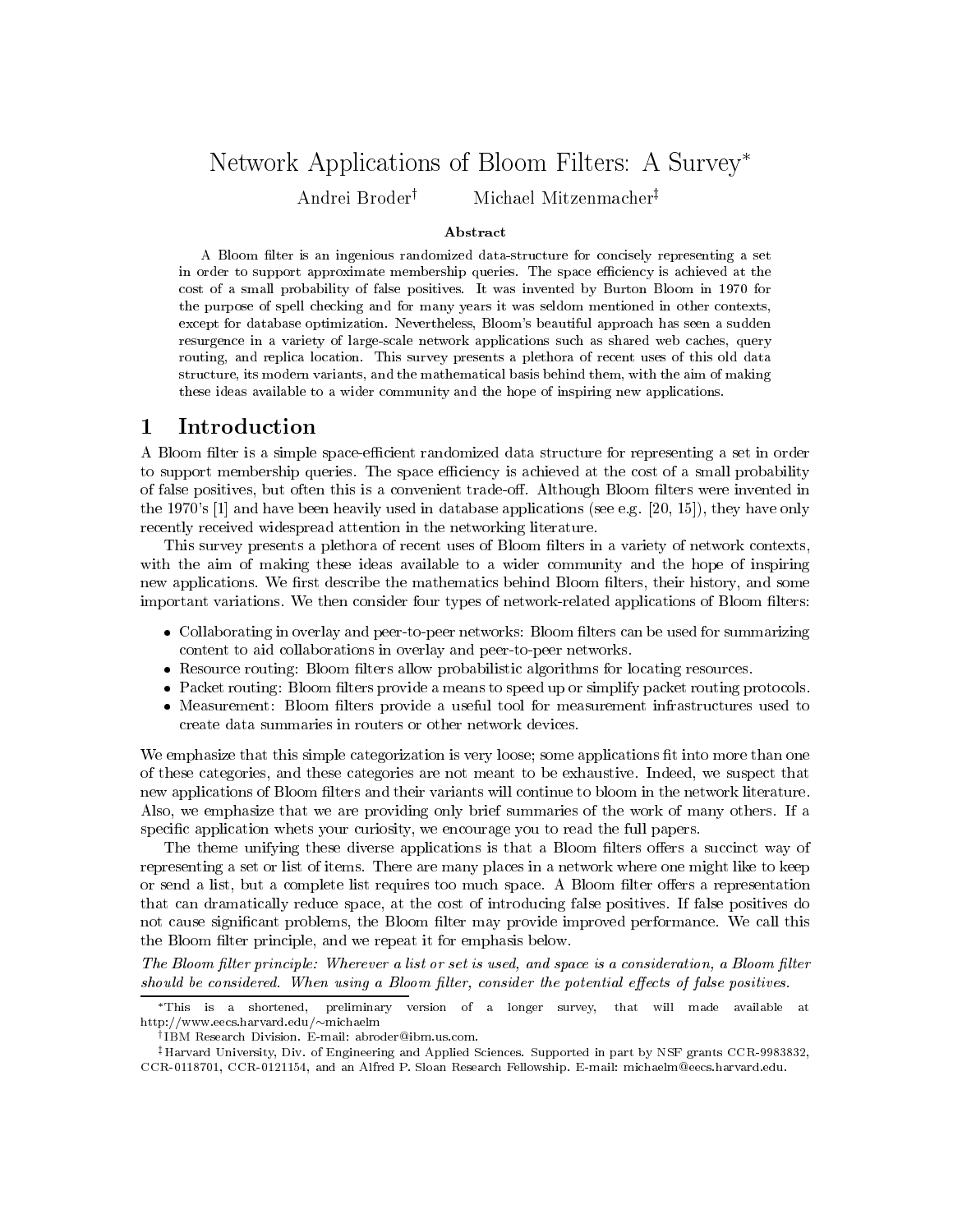# Network Applications of Bloom Filters: A Survey*

Andrei Broder† Michael Mitzenmacher‡

## Abstract

A Bloom filter is an ingenious randomized data-structure for concisely representing a set in order to support approximate membership queries. The space efficiency is achieved at the cost of a small probability of false positives. It was invented by Burton Bloom in 1970 for the purpose of spell checking and for many years it was seldom mentioned in other contexts, except for database optimization. Nevertheless, Bloom's beautiful approach has seen a sudden resurgence in a variety of large-scale network applications such as shared web caches, query routing, and replica location. This survey presents a plethora of recent uses of this old data structure, its modern variants, and the mathematical basis behind them, with the aim of making these ideas available to a wider community and the hope of inspiring new applications.

## 1 Introduction

A Bloom filter is a simple space-efficient randomized data structure for representing a set in order to support membership queries. The space efficiency is achieved at the cost of a small probability of false positives, but often this is a convenient trade-off. Although Bloom filters were invented in the 1970's [1] and have been heavily used in database applications (see e.g. [20, 15]), they have only recently received widespread attention in the networking literature.

This survey presents a plethora of recent uses of Bloom filters in a variety of network contexts, with the aim of making these ideas available to a wider community and the hope of inspiring new applications. We first describe the mathematics behind Bloom filters, their history, and some important variations. We then consider four types of network-related applications of Bloom filters:

- Collaborating in overlay and peer-to-peer networks: Bloom filters can be used for summarizing content to aid collaborations in overlay and peer-to-peer networks.
- Resource routing: Bloom filters allow probabilistic algorithms for locating resources.
- Packet routing: Bloom filters provide a means to speed up or simplify packet routing protocols.
- Measurement: Bloom filters provide a useful tool for measurement infrastructures used to create data summaries in routers or other network devices.

We emphasize that this simple categorization is very loose; some applications fit into more than one of these categories, and these categories are not meant to be exhaustive. Indeed, we suspect that new applications of Bloom filters and their variants will continue to bloom in the network literature. Also, we emphasize that we are providing only brief summaries of the work of many others. If a specific application whets your curiosity, we encourage you to read the full papers.

The theme unifying these diverse applications is that a Bloom filters offers a succinct way of representing a set or list of items. There are many places in a network where one might like to keep or send a list, but a complete list requires too much space. A Bloom filter offers a representation that can dramatically reduce space, at the cost of introducing false positives. If false positives do not cause significant problems, the Bloom filter may provide improved performance. We call this the Bloom filter principle, and we repeat it for emphasis below.

*The Bloom filter principle: Wherever a list or set is used, and space is a consideration, a Bloom filter should be considered. When using a Bloom filter, consider the potential effects of false positives.*

---

*This is a shortened, preliminary version of a longer survey, that will made available at http://www.eecs.harvard.edu/~michaelm

†IBM Research Division. E-mail: abroder@ibm.us.com.

‡Harvard University, Div. of Engineering and Applied Sciences. Supported in part by NSF grants CCR-9983832, CCR-0118701, CCR-0121154, and an Alfred P. Sloan Research Fellowship. E-mail: michaelm@eecs.harvard.edu.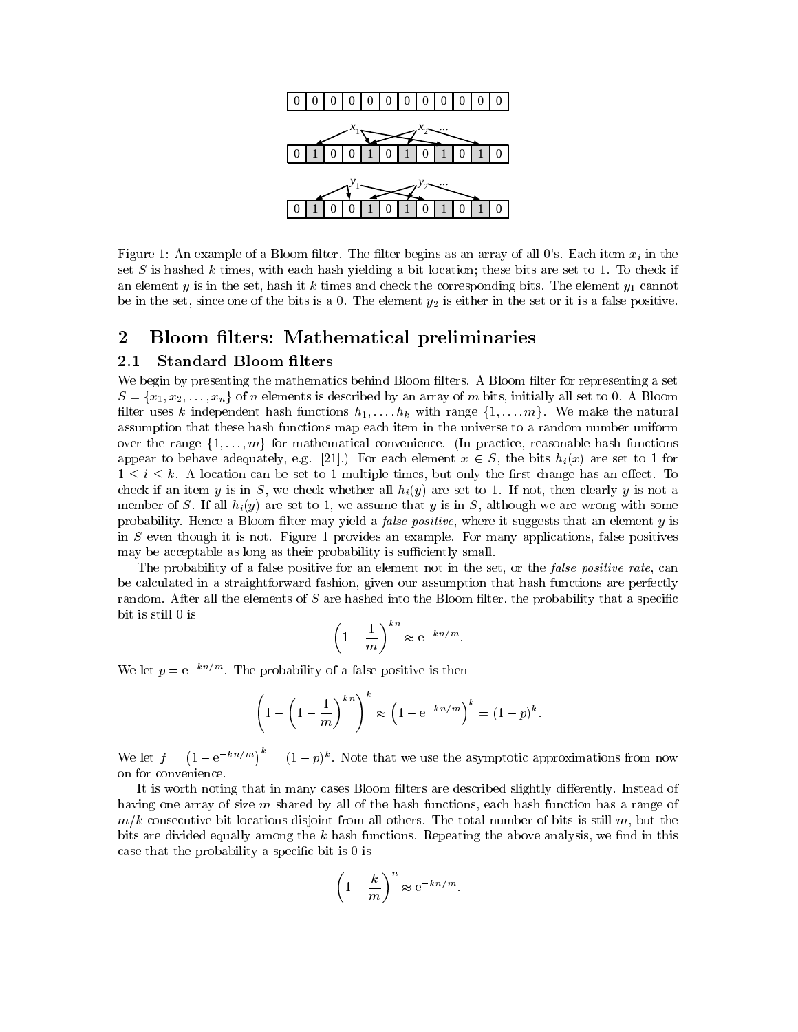Figure 1: An example of a Bloom filter. The filter begins as an array of all 0's. Each item $x_i$ in the set $S$ is hashed $k$ times, with each hash yielding a bit location; these bits are set to 1. To check if an element $y$ is in the set, hash it $k$ times and check the corresponding bits. The element $y_1$ cannot be in the set, since one of the bits is a 0. The element $y_2$ is either in the set or it is a false positive.

## 2 Bloom filters: Mathematical preliminaries

### 2.1 Standard Bloom filters

We begin by presenting the mathematics behind Bloom filters. A Bloom filter for representing a set $S = \{x_1, x_2, \ldots, x_n\}$ of $n$ elements is described by an array of $m$ bits, initially all set to 0. A Bloom filter uses $k$ independent hash functions $h_1, \ldots, h_k$ with range $\{1, \ldots, m\}$. We make the natural assumption that these hash functions map each item in the universe to a random number uniform over the range $\{1, \ldots, m\}$ for mathematical convenience. (In practice, reasonable hash functions appear to behave adequately, e.g. [21].) For each element $x \in S$, the bits $h_i(x)$ are set to 1 for $1 \leq i \leq k$. A location can be set to 1 multiple times, but only the first change has an effect. To check if an item $y$ is in $S$, we check whether all $h_i(y)$ are set to 1. If not, then clearly $y$ is not a member of $S$. If all $h_i(y)$ are set to 1, we assume that $y$ is in $S$, although we are wrong with some probability. Hence a Bloom filter may yield a *false positive*, where it suggests that an element $y$ is in $S$ even though it is not. Figure 1 provides an example. For many applications, false positives may be acceptable as long as their probability is sufficiently small.

The probability of a false positive for an element not in the set, or the *false positive rate*, can be calculated in a straightforward fashion, given our assumption that hash functions are perfectly random. After all the elements of $S$ are hashed into the Bloom filter, the probability that a specific bit is still 0 is

$$\left(1 - \frac{1}{m}\right)^{kn} \approx \mathrm{e}^{-kn/m}.$$

We let $p = \mathrm{e}^{-kn/m}$. The probability of a false positive is then

$$\left(1 - \left(1 - \frac{1}{m}\right)^{kn}\right)^k \approx \left(1 - \mathrm{e}^{-kn/m}\right)^k = (1-p)^k.$$

We let $f = \left(1 - \mathrm{e}^{-kn/m}\right)^k = (1-p)^k$. Note that we use the asymptotic approximations from now on for convenience.

It is worth noting that in many cases Bloom filters are described slightly differently. Instead of having one array of size $m$ shared by all of the hash functions, each hash function has a range of $m/k$ consecutive bit locations disjoint from all others. The total number of bits is still $m$, but the bits are divided equally among the $k$ hash functions. Repeating the above analysis, we find in this case that the probability a specific bit is 0 is

$$\left(1 - \frac{k}{m}\right)^{n} \approx \mathrm{e}^{-kn/m}.$$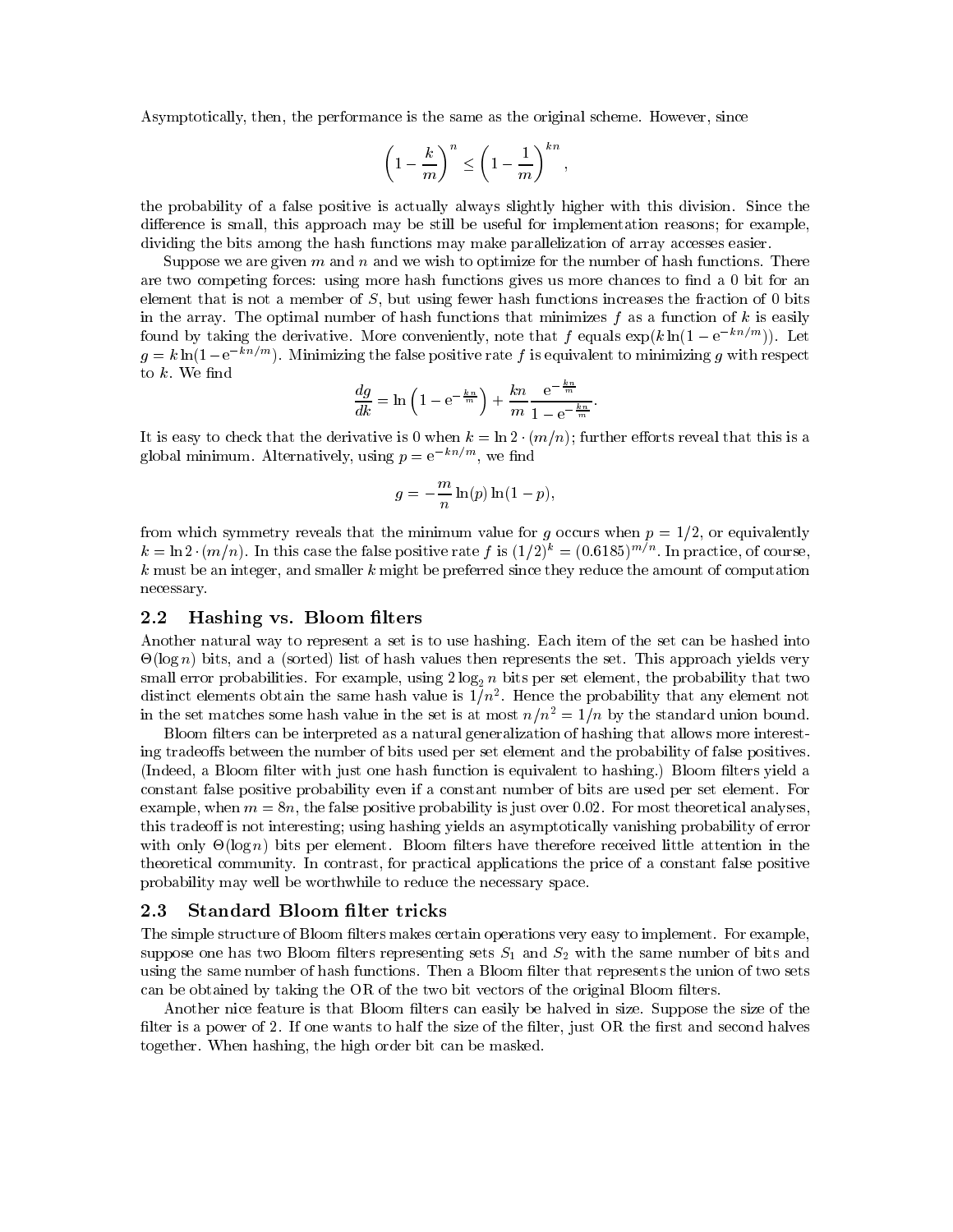Asymptotically, then, the performance is the same as the original scheme. However, since

$$\left(1 - \frac{k}{m}\right)^n \leq \left(1 - \frac{1}{m}\right)^{kn},$$

the probability of a false positive is actually always slightly higher with this division. Since the difference is small, this approach may be still be useful for implementation reasons; for example, dividing the bits among the hash functions may make parallelization of array accesses easier.

Suppose we are given $m$ and $n$ and we wish to optimize for the number of hash functions. There are two competing forces: using more hash functions gives us more chances to find a 0 bit for an element that is not a member of $S$, but using fewer hash functions increases the fraction of 0 bits in the array. The optimal number of hash functions that minimizes $f$ as a function of $k$ is easily found by taking the derivative. More conveniently, note that $f$ equals $\exp(k \ln(1 - \mathrm{e}^{-kn/m}))$. Let $g = k \ln(1 - \mathrm{e}^{-kn/m})$. Minimizing the false positive rate $f$ is equivalent to minimizing $g$ with respect to $k$. We find

$$\frac{dg}{dk} = \ln\left(1 - \mathrm{e}^{-\frac{kn}{m}}\right) + \frac{kn}{m} \frac{\mathrm{e}^{-\frac{kn}{m}}}{1 - \mathrm{e}^{-\frac{kn}{m}}}.$$

It is easy to check that the derivative is 0 when $k = \ln 2 \cdot (m/n)$; further efforts reveal that this is a global minimum. Alternatively, using $p = \mathrm{e}^{-kn/m}$, we find

$$g = -\frac{m}{n} \ln(p) \ln(1-p),$$

from which symmetry reveals that the minimum value for $g$ occurs when $p = 1/2$, or equivalently $k = \ln 2 \cdot (m/n)$. In this case the false positive rate $f$ is $(1/2)^k = (0.6185)^{m/n}$. In practice, of course, $k$ must be an integer, and smaller $k$ might be preferred since they reduce the amount of computation necessary.

## 2.2 Hashing vs. Bloom filters

Another natural way to represent a set is to use hashing. Each item of the set can be hashed into $\Theta(\log n)$ bits, and a (sorted) list of hash values then represents the set. This approach yields very small error probabilities. For example, using $2 \log_2 n$ bits per set element, the probability that two distinct elements obtain the same hash value is $1/n^2$. Hence the probability that any element not in the set matches some hash value in the set is at most $n/n^2 = 1/n$ by the standard union bound.

Bloom filters can be interpreted as a natural generalization of hashing that allows more interesting tradeoffs between the number of bits used per set element and the probability of false positives. (Indeed, a Bloom filter with just one hash function is equivalent to hashing.) Bloom filters yield a constant false positive probability even if a constant number of bits are used per set element. For example, when $m = 8n$, the false positive probability is just over 0.02. For most theoretical analyses, this tradeoff is not interesting; using hashing yields an asymptotically vanishing probability of error with only $\Theta(\log n)$ bits per element. Bloom filters have therefore received little attention in the theoretical community. In contrast, for practical applications the price of a constant false positive probability may well be worthwhile to reduce the necessary space.

## 2.3 Standard Bloom filter tricks

The simple structure of Bloom filters makes certain operations very easy to implement. For example, suppose one has two Bloom filters representing sets $S_1$ and $S_2$ with the same number of bits and using the same number of hash functions. Then a Bloom filter that represents the union of two sets can be obtained by taking the OR of the two bit vectors of the original Bloom filters.

Another nice feature is that Bloom filters can easily be halved in size. Suppose the size of the filter is a power of 2. If one wants to half the size of the filter, just OR the first and second halves together. When hashing, the high order bit can be masked.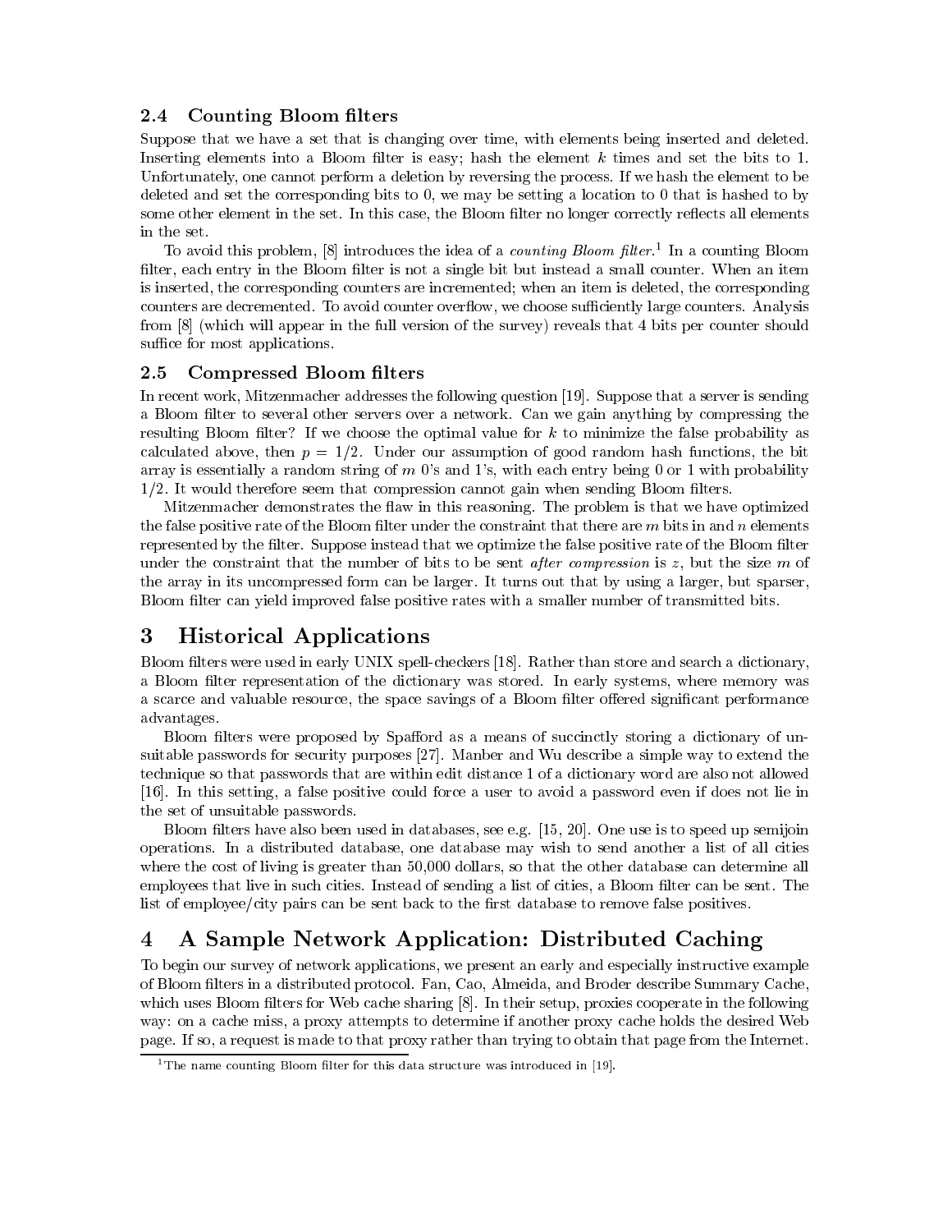### 2.4 Counting Bloom filters

Suppose that we have a set that is changing over time, with elements being inserted and deleted. Inserting elements into a Bloom filter is easy; hash the element $k$ times and set the bits to 1. Unfortunately, one cannot perform a deletion by reversing the process. If we hash the element to be deleted and set the corresponding bits to 0, we may be setting a location to 0 that is hashed to by some other element in the set. In this case, the Bloom filter no longer correctly reflects all elements in the set.

To avoid this problem, [8] introduces the idea of a *counting Bloom filter*.[1] In a counting Bloom filter, each entry in the Bloom filter is not a single bit but instead a small counter. When an item is inserted, the corresponding counters are incremented; when an item is deleted, the corresponding counters are decremented. To avoid counter overflow, we choose sufficiently large counters. Analysis from [8] (which will appear in the full version of the survey) reveals that 4 bits per counter should suffice for most applications.

### 2.5 Compressed Bloom filters

In recent work, Mitzenmacher addresses the following question [19]. Suppose that a server is sending a Bloom filter to several other servers over a network. Can we gain anything by compressing the resulting Bloom filter? If we choose the optimal value for $k$ to minimize the false probability as calculated above, then $p = 1/2$. Under our assumption of good random hash functions, the bit array is essentially a random string of $m$ 0's and 1's, with each entry being 0 or 1 with probability $1/2$. It would therefore seem that compression cannot gain when sending Bloom filters.

Mitzenmacher demonstrates the flaw in this reasoning. The problem is that we have optimized the false positive rate of the Bloom filter under the constraint that there are $m$ bits in and $n$ elements represented by the filter. Suppose instead that we optimize the false positive rate of the Bloom filter under the constraint that the number of bits to be sent *after compression* is $z$, but the size $m$ of the array in its uncompressed form can be larger. It turns out that by using a larger, but sparser, Bloom filter can yield improved false positive rates with a smaller number of transmitted bits.

## 3 Historical Applications

Bloom filters were used in early UNIX spell-checkers [18]. Rather than store and search a dictionary, a Bloom filter representation of the dictionary was stored. In early systems, where memory was a scarce and valuable resource, the space savings of a Bloom filter offered significant performance advantages.

Bloom filters were proposed by Spafford as a means of succinctly storing a dictionary of unsuitable passwords for security purposes [27]. Manber and Wu describe a simple way to extend the technique so that passwords that are within edit distance 1 of a dictionary word are also not allowed [16]. In this setting, a false positive could force a user to avoid a password even if does not lie in the set of unsuitable passwords.

Bloom filters have also been used in databases, see e.g. [15, 20]. One use is to speed up semijoin operations. In a distributed database, one database may wish to send another a list of all cities where the cost of living is greater than 50,000 dollars, so that the other database can determine all employees that live in such cities. Instead of sending a list of cities, a Bloom filter can be sent. The list of employee/city pairs can be sent back to the first database to remove false positives.

## 4 A Sample Network Application: Distributed Caching

To begin our survey of network applications, we present an early and especially instructive example of Bloom filters in a distributed protocol. Fan, Cao, Almeida, and Broder describe Summary Cache, which uses Bloom filters for Web cache sharing [8]. In their setup, proxies cooperate in the following way: on a cache miss, a proxy attempts to determine if another proxy cache holds the desired Web page. If so, a request is made to that proxy rather than trying to obtain that page from the Internet.

[1] The name counting Bloom filter for this data structure was introduced in [19].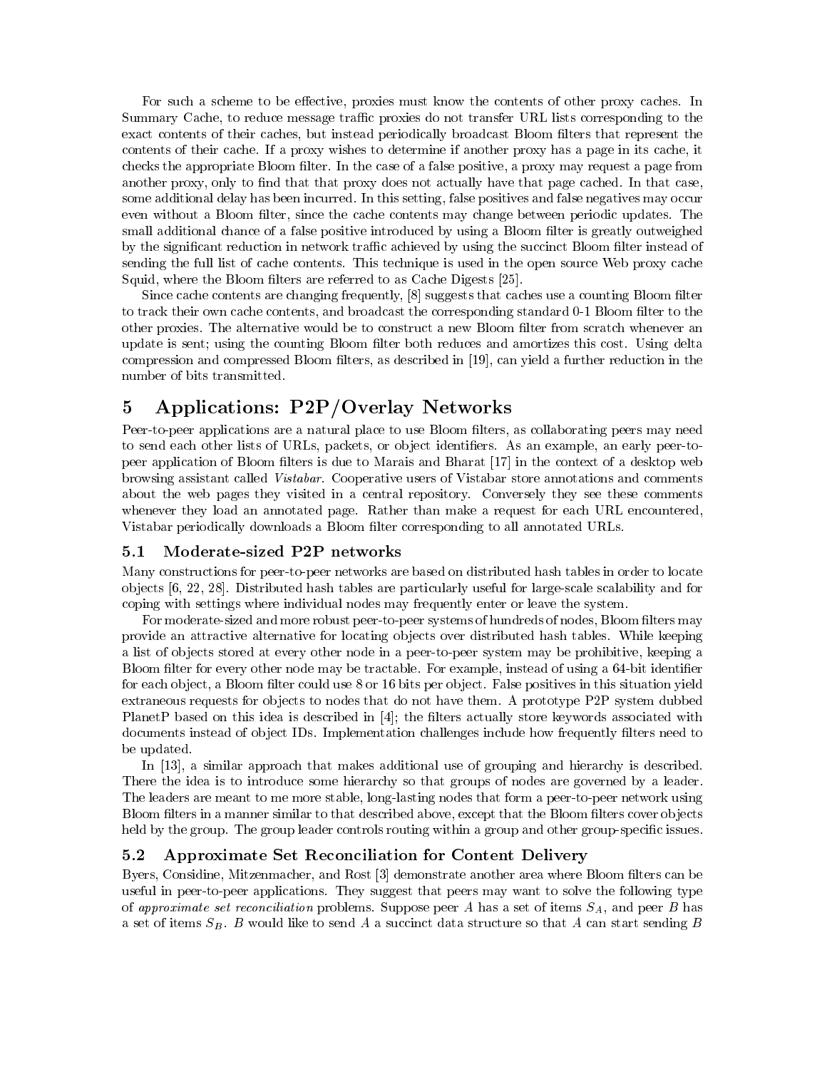For such a scheme to be effective, proxies must know the contents of other proxy caches. In Summary Cache, to reduce message traffic proxies do not transfer URL lists corresponding to the exact contents of their caches, but instead periodically broadcast Bloom filters that represent the contents of their cache. If a proxy wishes to determine if another proxy has a page in its cache, it checks the appropriate Bloom filter. In the case of a false positive, a proxy may request a page from another proxy, only to find that that proxy does not actually have that page cached. In that case, some additional delay has been incurred. In this setting, false positives and false negatives may occur even without a Bloom filter, since the cache contents may change between periodic updates. The small additional chance of a false positive introduced by using a Bloom filter is greatly outweighed by the significant reduction in network traffic achieved by using the succinct Bloom filter instead of sending the full list of cache contents. This technique is used in the open source Web proxy cache Squid, where the Bloom filters are referred to as Cache Digests [25].

Since cache contents are changing frequently, [8] suggests that caches use a counting Bloom filter to track their own cache contents, and broadcast the corresponding standard 0-1 Bloom filter to the other proxies. The alternative would be to construct a new Bloom filter from scratch whenever an update is sent; using the counting Bloom filter both reduces and amortizes this cost. Using delta compression and compressed Bloom filters, as described in [19], can yield a further reduction in the number of bits transmitted.

# 5 Applications: P2P/Overlay Networks

Peer-to-peer applications are a natural place to use Bloom filters, as collaborating peers may need to send each other lists of URLs, packets, or object identifiers. As an example, an early peer-to-peer application of Bloom filters is due to Marais and Bharat [17] in the context of a desktop web browsing assistant called *Vistabar*. Cooperative users of Vistabar store annotations and comments about the web pages they visited in a central repository. Conversely they see these comments whenever they load an annotated page. Rather than make a request for each URL encountered, Vistabar periodically downloads a Bloom filter corresponding to all annotated URLs.

## 5.1 Moderate-sized P2P networks

Many constructions for peer-to-peer networks are based on distributed hash tables in order to locate objects [6, 22, 28]. Distributed hash tables are particularly useful for large-scale scalability and for coping with settings where individual nodes may frequently enter or leave the system.

For moderate-sized and more robust peer-to-peer systems of hundreds of nodes, Bloom filters may provide an attractive alternative for locating objects over distributed hash tables. While keeping a list of objects stored at every other node in a peer-to-peer system may be prohibitive, keeping a Bloom filter for every other node may be tractable. For example, instead of using a 64-bit identifier for each object, a Bloom filter could use 8 or 16 bits per object. False positives in this situation yield extraneous requests for objects to nodes that do not have them. A prototype P2P system dubbed PlanetP based on this idea is described in [4]; the filters actually store keywords associated with documents instead of object IDs. Implementation challenges include how frequently filters need to be updated.

In [13], a similar approach that makes additional use of grouping and hierarchy is described. There the idea is to introduce some hierarchy so that groups of nodes are governed by a leader. The leaders are meant to me more stable, long-lasting nodes that form a peer-to-peer network using Bloom filters in a manner similar to that described above, except that the Bloom filters cover objects held by the group. The group leader controls routing within a group and other group-specific issues.

## 5.2 Approximate Set Reconciliation for Content Delivery

Byers, Considine, Mitzenmacher, and Rost [3] demonstrate another area where Bloom filters can be useful in peer-to-peer applications. They suggest that peers may want to solve the following type of *approximate set reconciliation* problems. Suppose peer $A$ has a set of items $S_A$, and peer $B$ has a set of items $S_B$. $B$ would like to send $A$ a succinct data structure so that $A$ can start sending $B$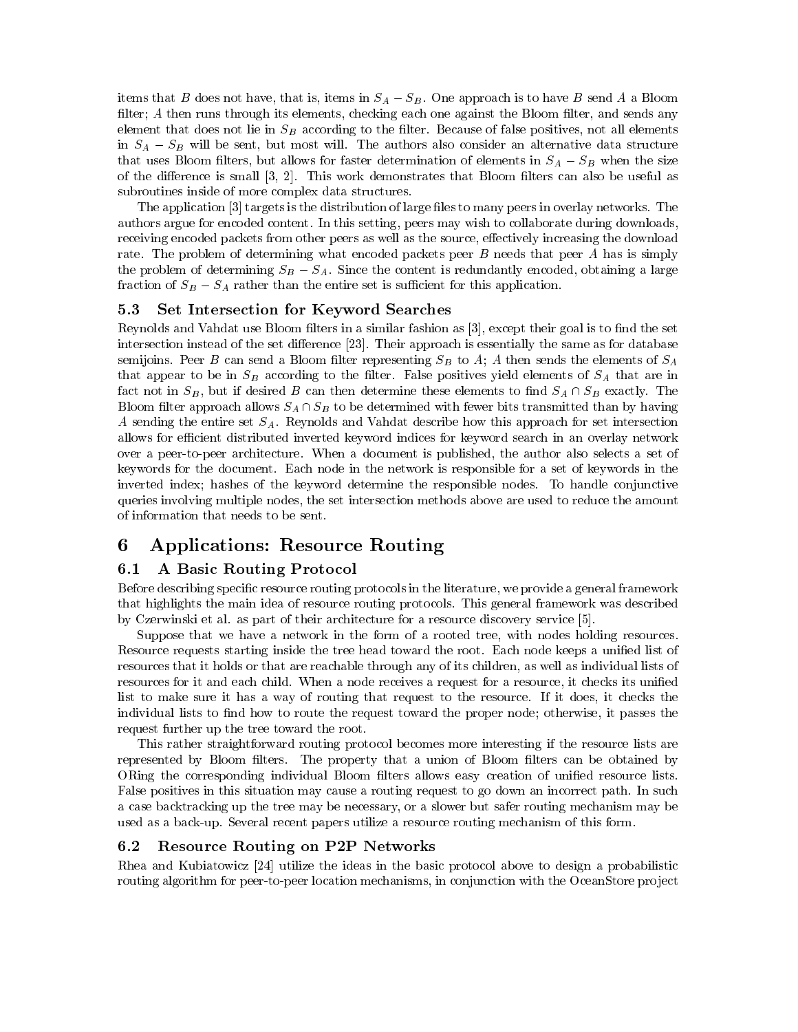items that $B$ does not have, that is, items in $S_A - S_B$. One approach is to have $B$ send $A$ a Bloom filter; $A$ then runs through its elements, checking each one against the Bloom filter, and sends any element that does not lie in $S_B$ according to the filter. Because of false positives, not all elements in $S_A - S_B$ will be sent, but most will. The authors also consider an alternative data structure that uses Bloom filters, but allows for faster determination of elements in $S_A - S_B$ when the size of the difference is small [3, 2]. This work demonstrates that Bloom filters can also be useful as subroutines inside of more complex data structures.

The application [3] targets is the distribution of large files to many peers in overlay networks. The authors argue for encoded content. In this setting, peers may wish to collaborate during downloads, receiving encoded packets from other peers as well as the source, effectively increasing the download rate. The problem of determining what encoded packets peer $B$ needs that peer $A$ has is simply the problem of determining $S_B - S_A$. Since the content is redundantly encoded, obtaining a large fraction of $S_B - S_A$ rather than the entire set is sufficient for this application.

### 5.3 Set Intersection for Keyword Searches

Reynolds and Vahdat use Bloom filters in a similar fashion as [3], except their goal is to find the set intersection instead of the set difference [23]. Their approach is essentially the same as for database semijoins. Peer $B$ can send a Bloom filter representing $S_B$ to $A$; $A$ then sends the elements of $S_A$ that appear to be in $S_B$ according to the filter. False positives yield elements of $S_A$ that are in fact not in $S_B$, but if desired $B$ can then determine these elements to find $S_A \cap S_B$ exactly. The Bloom filter approach allows $S_A \cap S_B$ to be determined with fewer bits transmitted than by having $A$ sending the entire set $S_A$. Reynolds and Vahdat describe how this approach for set intersection allows for efficient distributed inverted keyword indices for keyword search in an overlay network over a peer-to-peer architecture. When a document is published, the author also selects a set of keywords for the document. Each node in the network is responsible for a set of keywords in the inverted index; hashes of the keyword determine the responsible nodes. To handle conjunctive queries involving multiple nodes, the set intersection methods above are used to reduce the amount of information that needs to be sent.

## 6 Applications: Resource Routing

### 6.1 A Basic Routing Protocol

Before describing specific resource routing protocols in the literature, we provide a general framework that highlights the main idea of resource routing protocols. This general framework was described by Czerwinski et al. as part of their architecture for a resource discovery service [5].

Suppose that we have a network in the form of a rooted tree, with nodes holding resources. Resource requests starting inside the tree head toward the root. Each node keeps a unified list of resources that it holds or that are reachable through any of its children, as well as individual lists of resources for it and each child. When a node receives a request for a resource, it checks its unified list to make sure it has a way of routing that request to the resource. If it does, it checks the individual lists to find how to route the request toward the proper node; otherwise, it passes the request further up the tree toward the root.

This rather straightforward routing protocol becomes more interesting if the resource lists are represented by Bloom filters. The property that a union of Bloom filters can be obtained by ORing the corresponding individual Bloom filters allows easy creation of unified resource lists. False positives in this situation may cause a routing request to go down an incorrect path. In such a case backtracking up the tree may be necessary, or a slower but safer routing mechanism may be used as a back-up. Several recent papers utilize a resource routing mechanism of this form.

### 6.2 Resource Routing on P2P Networks

Rhea and Kubiatowicz [24] utilize the ideas in the basic protocol above to design a probabilistic routing algorithm for peer-to-peer location mechanisms, in conjunction with the OceanStore project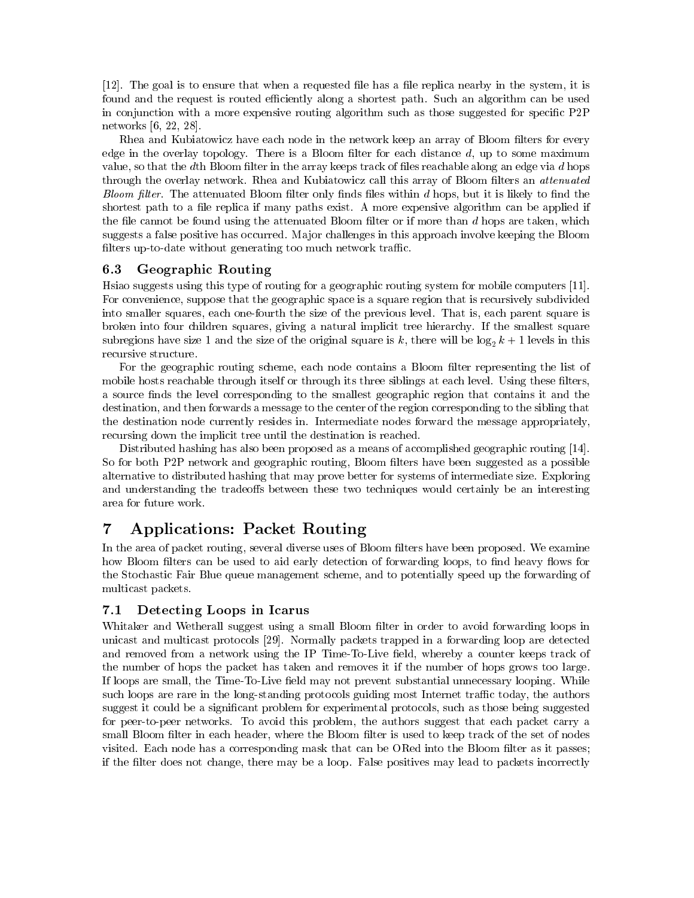[12]. The goal is to ensure that when a requested file has a file replica nearby in the system, it is found and the request is routed efficiently along a shortest path. Such an algorithm can be used in conjunction with a more expensive routing algorithm such as those suggested for specific P2P networks [6, 22, 28].

Rhea and Kubiatowicz have each node in the network keep an array of Bloom filters for every edge in the overlay topology. There is a Bloom filter for each distance $d$, up to some maximum value, so that the $d$th Bloom filter in the array keeps track of files reachable along an edge via $d$ hops through the overlay network. Rhea and Kubiatowicz call this array of Bloom filters an *attenuated Bloom filter*. The attenuated Bloom filter only finds files within $d$ hops, but it is likely to find the shortest path to a file replica if many paths exist. A more expensive algorithm can be applied if the file cannot be found using the attenuated Bloom filter or if more than $d$ hops are taken, which suggests a false positive has occurred. Major challenges in this approach involve keeping the Bloom filters up-to-date without generating too much network traffic.

### 6.3 Geographic Routing

Hsiao suggests using this type of routing for a geographic routing system for mobile computers [11]. For convenience, suppose that the geographic space is a square region that is recursively subdivided into smaller squares, each one-fourth the size of the previous level. That is, each parent square is broken into four children squares, giving a natural implicit tree hierarchy. If the smallest square subregions have size 1 and the size of the original square is $k$, there will be $\log_2 k + 1$ levels in this recursive structure.

For the geographic routing scheme, each node contains a Bloom filter representing the list of mobile hosts reachable through itself or through its three siblings at each level. Using these filters, a source finds the level corresponding to the smallest geographic region that contains it and the destination, and then forwards a message to the center of the region corresponding to the sibling that the destination node currently resides in. Intermediate nodes forward the message appropriately, recursing down the implicit tree until the destination is reached.

Distributed hashing has also been proposed as a means of accomplished geographic routing [14]. So for both P2P network and geographic routing, Bloom filters have been suggested as a possible alternative to distributed hashing that may prove better for systems of intermediate size. Exploring and understanding the tradeoffs between these two techniques would certainly be an interesting area for future work.

## 7 Applications: Packet Routing

In the area of packet routing, several diverse uses of Bloom filters have been proposed. We examine how Bloom filters can be used to aid early detection of forwarding loops, to find heavy flows for the Stochastic Fair Blue queue management scheme, and to potentially speed up the forwarding of multicast packets.

### 7.1 Detecting Loops in Icarus

Whitaker and Wetherall suggest using a small Bloom filter in order to avoid forwarding loops in unicast and multicast protocols [29]. Normally packets trapped in a forwarding loop are detected and removed from a network using the IP Time-To-Live field, whereby a counter keeps track of the number of hops the packet has taken and removes it if the number of hops grows too large. If loops are small, the Time-To-Live field may not prevent substantial unnecessary looping. While such loops are rare in the long-standing protocols guiding most Internet traffic today, the authors suggest it could be a significant problem for experimental protocols, such as those being suggested for peer-to-peer networks. To avoid this problem, the authors suggest that each packet carry a small Bloom filter in each header, where the Bloom filter is used to keep track of the set of nodes visited. Each node has a corresponding mask that can be ORed into the Bloom filter as it passes; if the filter does not change, there may be a loop. False positives may lead to packets incorrectly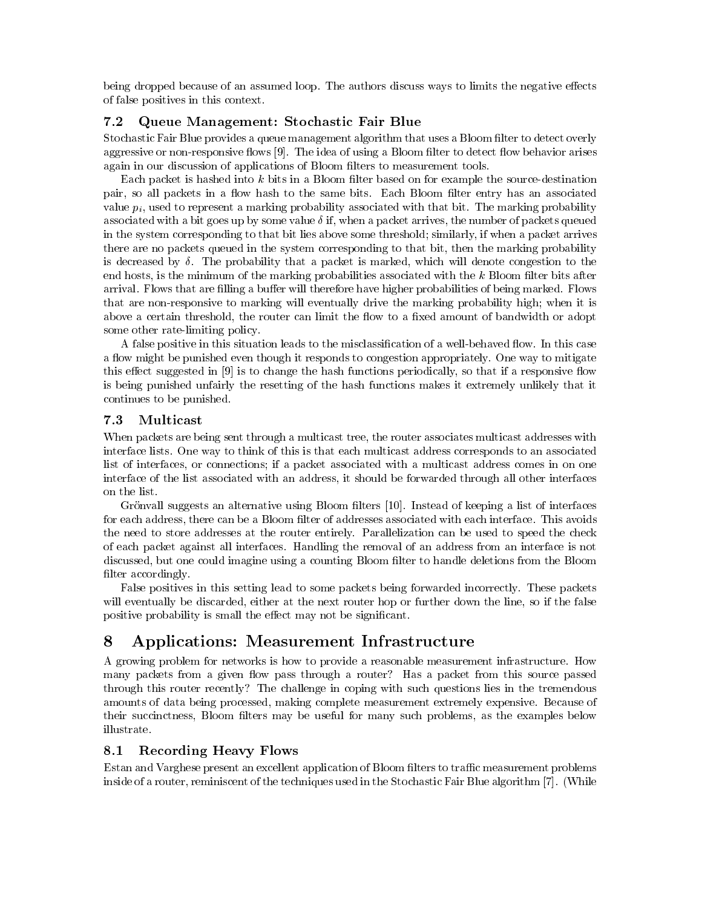being dropped because of an assumed loop. The authors discuss ways to limits the negative effects of false positives in this context.

### 7.2 Queue Management: Stochastic Fair Blue

Stochastic Fair Blue provides a queue management algorithm that uses a Bloom filter to detect overly aggressive or non-responsive flows [9]. The idea of using a Bloom filter to detect flow behavior arises again in our discussion of applications of Bloom filters to measurement tools.

Each packet is hashed into $k$ bits in a Bloom filter based on for example the source-destination pair, so all packets in a flow hash to the same bits. Each Bloom filter entry has an associated value $p_i$, used to represent a marking probability associated with that bit. The marking probability associated with a bit goes up by some value $\delta$ if, when a packet arrives, the number of packets queued in the system corresponding to that bit lies above some threshold; similarly, if when a packet arrives there are no packets queued in the system corresponding to that bit, then the marking probability is decreased by $\delta$. The probability that a packet is marked, which will denote congestion to the end hosts, is the minimum of the marking probabilities associated with the $k$ Bloom filter bits after arrival. Flows that are filling a buffer will therefore have higher probabilities of being marked. Flows that are non-responsive to marking will eventually drive the marking probability high; when it is above a certain threshold, the router can limit the flow to a fixed amount of bandwidth or adopt some other rate-limiting policy.

A false positive in this situation leads to the misclassification of a well-behaved flow. In this case a flow might be punished even though it responds to congestion appropriately. One way to mitigate this effect suggested in [9] is to change the hash functions periodically, so that if a responsive flow is being punished unfairly the resetting of the hash functions makes it extremely unlikely that it continues to be punished.

### 7.3 Multicast

When packets are being sent through a multicast tree, the router associates multicast addresses with interface lists. One way to think of this is that each multicast address corresponds to an associated list of interfaces, or connections; if a packet associated with a multicast address comes in on one interface of the list associated with an address, it should be forwarded through all other interfaces on the list.

Grönvall suggests an alternative using Bloom filters [10]. Instead of keeping a list of interfaces for each address, there can be a Bloom filter of addresses associated with each interface. This avoids the need to store addresses at the router entirely. Parallelization can be used to speed the check of each packet against all interfaces. Handling the removal of an address from an interface is not discussed, but one could imagine using a counting Bloom filter to handle deletions from the Bloom filter accordingly.

False positives in this setting lead to some packets being forwarded incorrectly. These packets will eventually be discarded, either at the next router hop or further down the line, so if the false positive probability is small the effect may not be significant.

## 8 Applications: Measurement Infrastructure

A growing problem for networks is how to provide a reasonable measurement infrastructure. How many packets from a given flow pass through a router? Has a packet from this source passed through this router recently? The challenge in coping with such questions lies in the tremendous amounts of data being processed, making complete measurement extremely expensive. Because of their succinctness, Bloom filters may be useful for many such problems, as the examples below illustrate.

### 8.1 Recording Heavy Flows

Estan and Varghese present an excellent application of Bloom filters to traffic measurement problems inside of a router, reminiscent of the techniques used in the Stochastic Fair Blue algorithm [7]. (While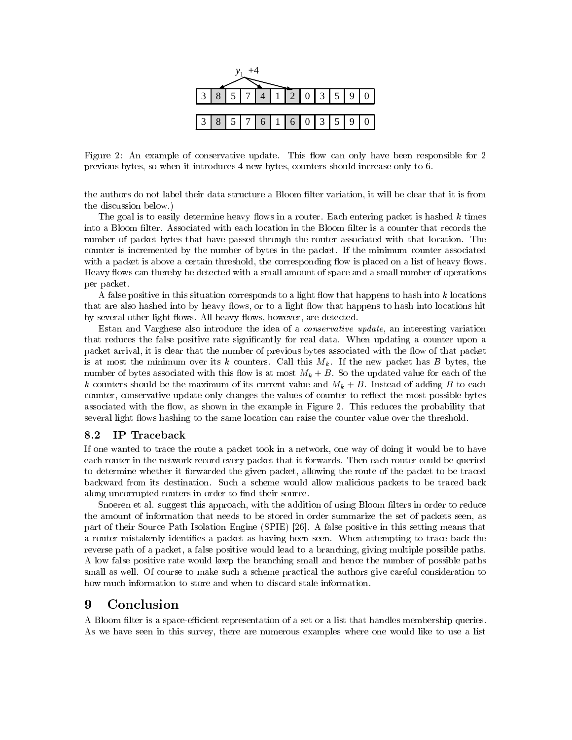| 3 | 8 | 5 | 7 | 4 | 1 | 2 | 0 | 3 | 5 | 9 | 0 |
|---|---|---|---|---|---|---|---|---|---|---|---|
| 3 | 8 | 5 | 7 | 6 | 1 | 6 | 0 | 3 | 5 | 9 | 0 |

Figure 2: An example of conservative update. This flow can only have been responsible for 2 previous bytes, so when it introduces 4 new bytes, counters should increase only to 6.

the authors do not label their data structure a Bloom filter variation, it will be clear that it is from the discussion below.)

The goal is to easily determine heavy flows in a router. Each entering packet is hashed $k$ times into a Bloom filter. Associated with each location in the Bloom filter is a counter that records the number of packet bytes that have passed through the router associated with that location. The counter is incremented by the number of bytes in the packet. If the minimum counter associated with a packet is above a certain threshold, the corresponding flow is placed on a list of heavy flows. Heavy flows can thereby be detected with a small amount of space and a small number of operations per packet.

A false positive in this situation corresponds to a light flow that happens to hash into $k$ locations that are also hashed into by heavy flows, or to a light flow that happens to hash into locations hit by several other light flows. All heavy flows, however, are detected.

Estan and Varghese also introduce the idea of a *conservative update*, an interesting variation that reduces the false positive rate significantly for real data. When updating a counter upon a packet arrival, it is clear that the number of previous bytes associated with the flow of that packet is at most the minimum over its $k$ counters. Call this $M_k$. If the new packet has $B$ bytes, the number of bytes associated with this flow is at most $M_k + B$. So the updated value for each of the $k$ counters should be the maximum of its current value and $M_k + B$. Instead of adding $B$ to each counter, conservative update only changes the values of counter to reflect the most possible bytes associated with the flow, as shown in the example in Figure 2. This reduces the probability that several light flows hashing to the same location can raise the counter value over the threshold.

### 8.2 IP Traceback

If one wanted to trace the route a packet took in a network, one way of doing it would be to have each router in the network record every packet that it forwards. Then each router could be queried to determine whether it forwarded the given packet, allowing the route of the packet to be traced backward from its destination. Such a scheme would allow malicious packets to be traced back along uncorrupted routers in order to find their source.

Snoeren et al. suggest this approach, with the addition of using Bloom filters in order to reduce the amount of information that needs to be stored in order summarize the set of packets seen, as part of their Source Path Isolation Engine (SPIE) [26]. A false positive in this setting means that a router mistakenly identifies a packet as having been seen. When attempting to trace back the reverse path of a packet, a false positive would lead to a branching, giving multiple possible paths. A low false positive rate would keep the branching small and hence the number of possible paths small as well. Of course to make such a scheme practical the authors give careful consideration to how much information to store and when to discard stale information.

## 9 Conclusion

A Bloom filter is a space-efficient representation of a set or a list that handles membership queries. As we have seen in this survey, there are numerous examples where one would like to use a list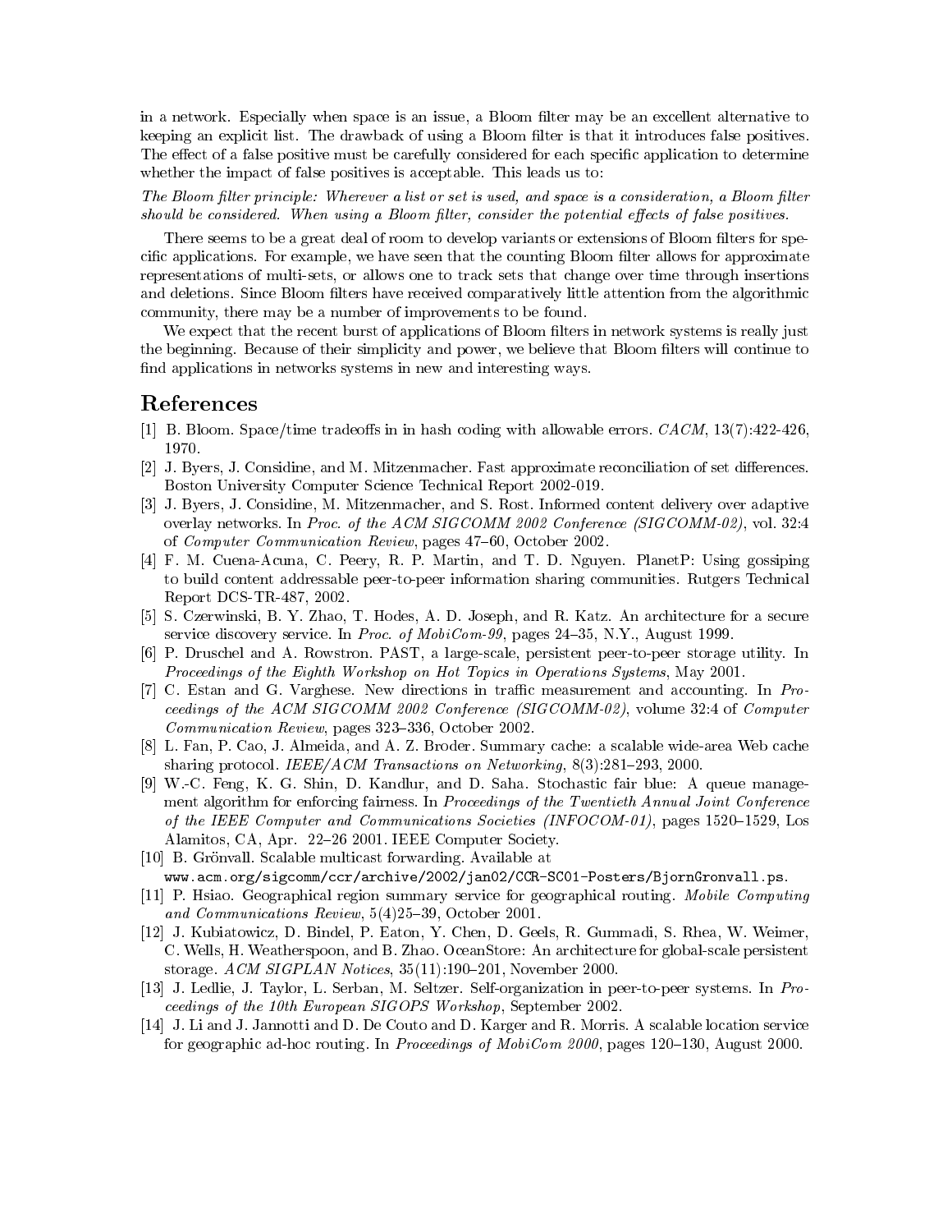in a network. Especially when space is an issue, a Bloom filter may be an excellent alternative to keeping an explicit list. The drawback of using a Bloom filter is that it introduces false positives. The effect of a false positive must be carefully considered for each specific application to determine whether the impact of false positives is acceptable. This leads us to:

*The Bloom filter principle: Wherever a list or set is used, and space is a consideration, a Bloom filter should be considered. When using a Bloom filter, consider the potential effects of false positives.*

There seems to be a great deal of room to develop variants or extensions of Bloom filters for specific applications. For example, we have seen that the counting Bloom filter allows for approximate representations of multi-sets, or allows one to track sets that change over time through insertions and deletions. Since Bloom filters have received comparatively little attention from the algorithmic community, there may be a number of improvements to be found.

We expect that the recent burst of applications of Bloom filters in network systems is really just the beginning. Because of their simplicity and power, we believe that Bloom filters will continue to find applications in networks systems in new and interesting ways.

## References

[1] B. Bloom. Space/time tradeoffs in in hash coding with allowable errors. *CACM*, 13(7):422-426, 1970.

[2] J. Byers, J. Considine, and M. Mitzenmacher. Fast approximate reconciliation of set differences. Boston University Computer Science Technical Report 2002-019.

[3] J. Byers, J. Considine, M. Mitzenmacher, and S. Rost. Informed content delivery over adaptive overlay networks. In *Proc. of the ACM SIGCOMM 2002 Conference (SIGCOMM-02)*, vol. 32:4 of *Computer Communication Review*, pages 47–60, October 2002.

[4] F. M. Cuena-Acuna, C. Peery, R. P. Martin, and T. D. Nguyen. PlanetP: Using gossiping to build content addressable peer-to-peer information sharing communities. Rutgers Technical Report DCS-TR-487, 2002.

[5] S. Czerwinski, B. Y. Zhao, T. Hodes, A. D. Joseph, and R. Katz. An architecture for a secure service discovery service. In *Proc. of MobiCom-99*, pages 24–35, N.Y., August 1999.

[6] P. Druschel and A. Rowstron. PAST, a large-scale, persistent peer-to-peer storage utility. In *Proceedings of the Eighth Workshop on Hot Topics in Operations Systems*, May 2001.

[7] C. Estan and G. Varghese. New directions in traffic measurement and accounting. In *Proceedings of the ACM SIGCOMM 2002 Conference (SIGCOMM-02)*, volume 32:4 of *Computer Communication Review*, pages 323–336, October 2002.

[8] L. Fan, P. Cao, J. Almeida, and A. Z. Broder. Summary cache: a scalable wide-area Web cache sharing protocol. *IEEE/ACM Transactions on Networking*, 8(3):281–293, 2000.

[9] W.-C. Feng, K. G. Shin, D. Kandlur, and D. Saha. Stochastic fair blue: A queue management algorithm for enforcing fairness. In *Proceedings of the Twentieth Annual Joint Conference of the IEEE Computer and Communications Societies (INFOCOM-01)*, pages 1520–1529, Los Alamitos, CA, Apr. 22–26 2001. IEEE Computer Society.

[10] B. Grönvall. Scalable multicast forwarding. Available at `www.acm.org/sigcomm/ccr/archive/2002/jan02/CCR-SC01-Posters/BjornGronvall.ps`.

[11] P. Hsiao. Geographical region summary service for geographical routing. *Mobile Computing and Communications Review*, 5(4)25–39, October 2001.

[12] J. Kubiatowicz, D. Bindel, P. Eaton, Y. Chen, D. Geels, R. Gummadi, S. Rhea, W. Weimer, C. Wells, H. Weatherspoon, and B. Zhao. OceanStore: An architecture for global-scale persistent storage. *ACM SIGPLAN Notices*, 35(11):190–201, November 2000.

[13] J. Ledlie, J. Taylor, L. Serban, M. Seltzer. Self-organization in peer-to-peer systems. In *Proceedings of the 10th European SIGOPS Workshop*, September 2002.

[14] J. Li and J. Jannotti and D. De Couto and D. Karger and R. Morris. A scalable location service for geographic ad-hoc routing. In *Proceedings of MobiCom 2000*, pages 120–130, August 2000.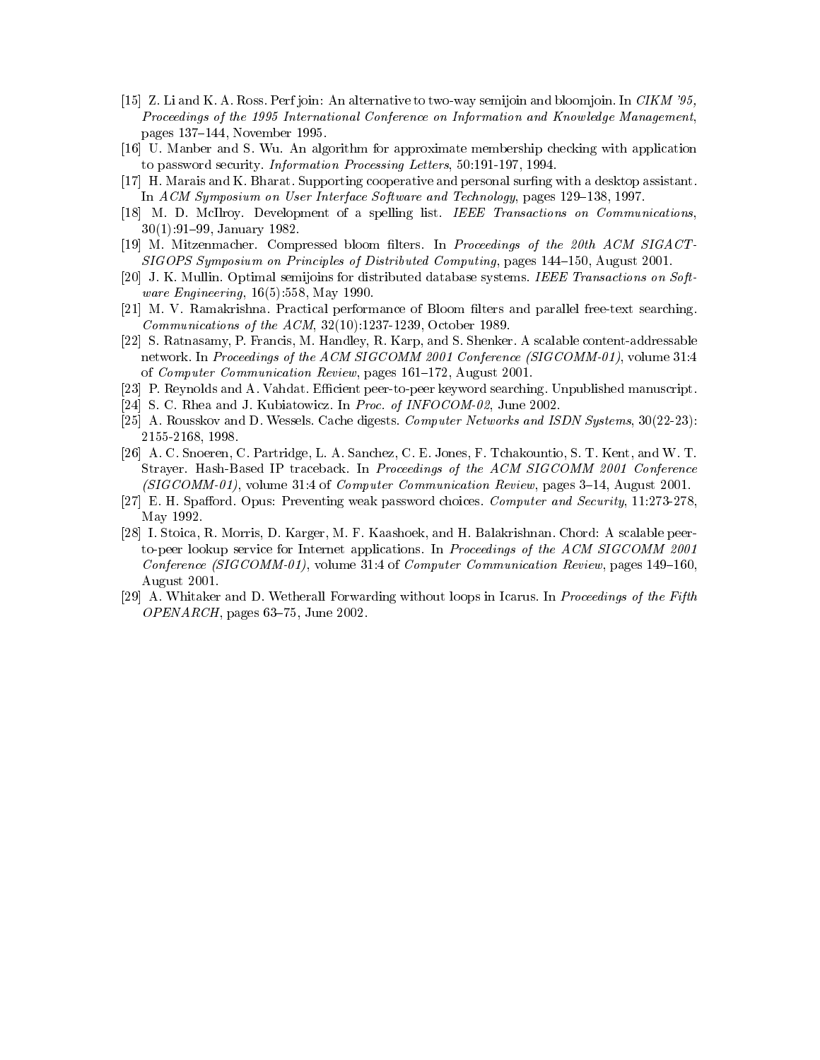[15] Z. Li and K. A. Ross. Perf join: An alternative to two-way semijoin and bloomjoin. In *CIKM '95, Proceedings of the 1995 International Conference on Information and Knowledge Management*, pages 137–144, November 1995.

[16] U. Manber and S. Wu. An algorithm for approximate membership checking with application to password security. *Information Processing Letters*, 50:191-197, 1994.

[17] H. Marais and K. Bharat. Supporting cooperative and personal surfing with a desktop assistant. In *ACM Symposium on User Interface Software and Technology*, pages 129–138, 1997.

[18] M. D. McIlroy. Development of a spelling list. *IEEE Transactions on Communications*, 30(1):91–99, January 1982.

[19] M. Mitzenmacher. Compressed bloom filters. In *Proceedings of the 20th ACM SIGACT-SIGOPS Symposium on Principles of Distributed Computing*, pages 144–150, August 2001.

[20] J. K. Mullin. Optimal semijoins for distributed database systems. *IEEE Transactions on Software Engineering*, 16(5):558, May 1990.

[21] M. V. Ramakrishna. Practical performance of Bloom filters and parallel free-text searching. *Communications of the ACM*, 32(10):1237-1239, October 1989.

[22] S. Ratnasamy, P. Francis, M. Handley, R. Karp, and S. Shenker. A scalable content-addressable network. In *Proceedings of the ACM SIGCOMM 2001 Conference (SIGCOMM-01)*, volume 31:4 of *Computer Communication Review*, pages 161–172, August 2001.

[23] P. Reynolds and A. Vahdat. Efficient peer-to-peer keyword searching. Unpublished manuscript.

[24] S. C. Rhea and J. Kubiatowicz. In *Proc. of INFOCOM-02*, June 2002.

[25] A. Rousskov and D. Wessels. Cache digests. *Computer Networks and ISDN Systems*, 30(22-23): 2155-2168, 1998.

[26] A. C. Snoeren, C. Partridge, L. A. Sanchez, C. E. Jones, F. Tchakountio, S. T. Kent, and W. T. Strayer. Hash-Based IP traceback. In *Proceedings of the ACM SIGCOMM 2001 Conference (SIGCOMM-01)*, volume 31:4 of *Computer Communication Review*, pages 3–14, August 2001.

[27] E. H. Spafford. Opus: Preventing weak password choices. *Computer and Security*, 11:273-278, May 1992.

[28] I. Stoica, R. Morris, D. Karger, M. F. Kaashoek, and H. Balakrishnan. Chord: A scalable peer-to-peer lookup service for Internet applications. In *Proceedings of the ACM SIGCOMM 2001 Conference (SIGCOMM-01)*, volume 31:4 of *Computer Communication Review*, pages 149–160, August 2001.

[29] A. Whitaker and D. Wetherall Forwarding without loops in Icarus. In *Proceedings of the Fifth OPENARCH*, pages 63–75, June 2002.